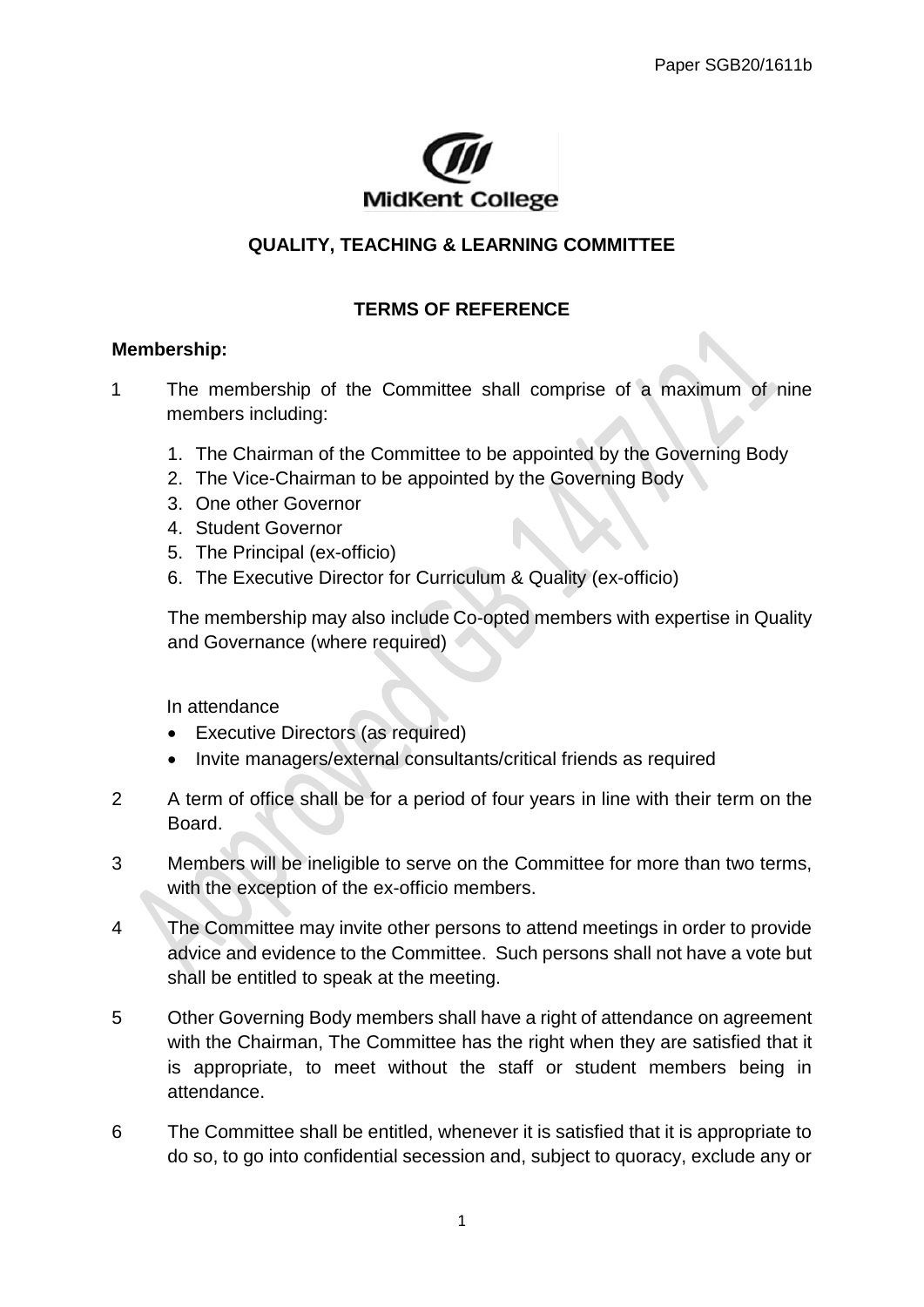Paper SGB20/1611b

MidKent College

## QUALITY, TEACHING & LEARNING COMMITTEE

### TERMS OF REFERENCE

**Membership:**

1 The membership of the Committee shall comprise of a maximum of nine members including:

   1. The Chairman of the Committee to be appointed by the Governing Body
   2. The Vice-Chairman to be appointed by the Governing Body
   3. One other Governor
   4. Student Governor
   5. The Principal (ex-officio)
   6. The Executive Director for Curriculum & Quality (ex-officio)

   The membership may also include Co-opted members with expertise in Quality and Governance (where required)

   In attendance

   - Executive Directors (as required)
   - Invite managers/external consultants/critical friends as required

2 A term of office shall be for a period of four years in line with their term on the Board.

3 Members will be ineligible to serve on the Committee for more than two terms, with the exception of the ex-officio members.

4 The Committee may invite other persons to attend meetings in order to provide advice and evidence to the Committee. Such persons shall not have a vote but shall be entitled to speak at the meeting.

5 Other Governing Body members shall have a right of attendance on agreement with the Chairman, The Committee has the right when they are satisfied that it is appropriate, to meet without the staff or student members being in attendance.

6 The Committee shall be entitled, whenever it is satisfied that it is appropriate to do so, to go into confidential secession and, subject to quoracy, exclude any or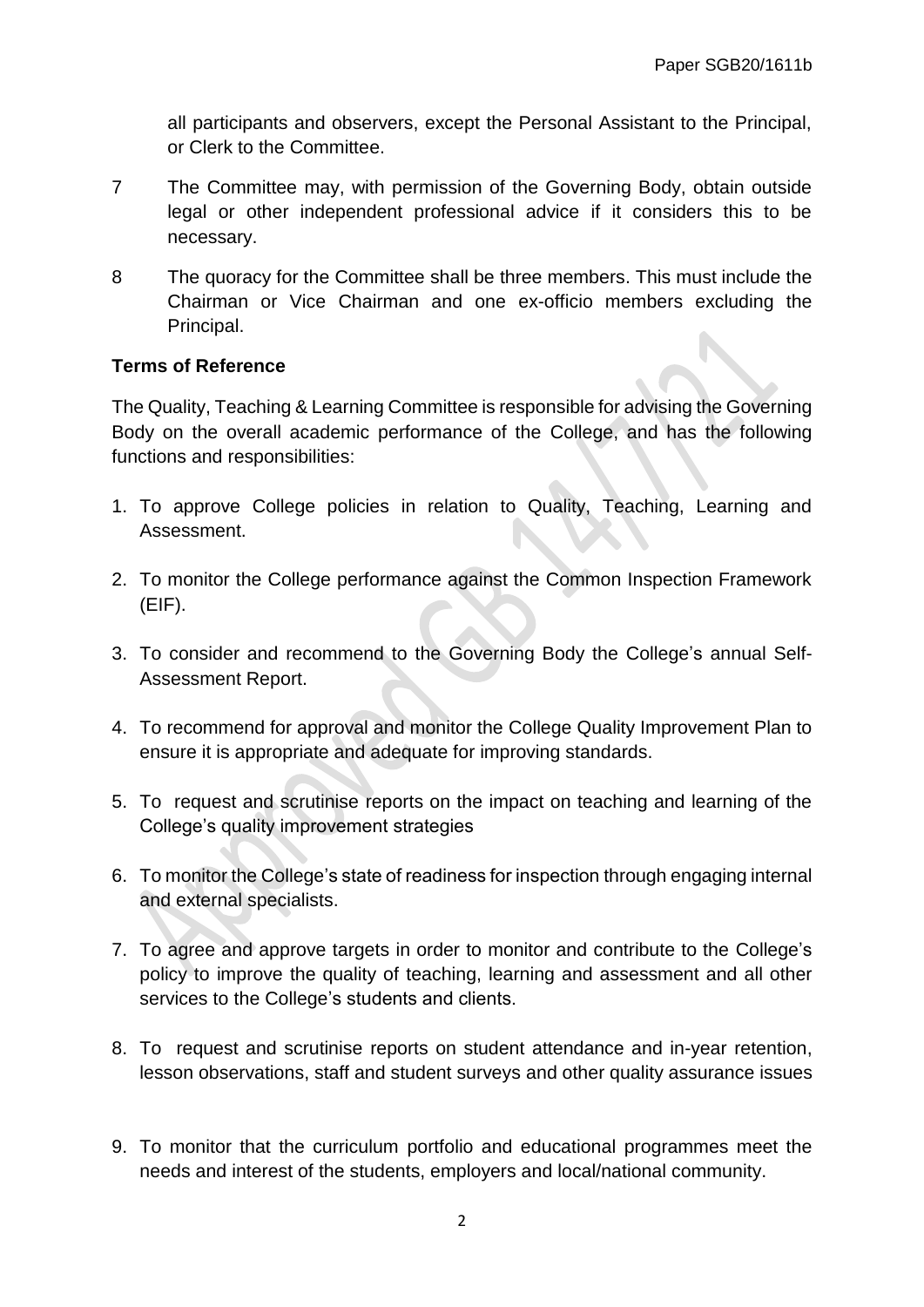all participants and observers, except the Personal Assistant to the Principal, or Clerk to the Committee.

7 The Committee may, with permission of the Governing Body, obtain outside legal or other independent professional advice if it considers this to be necessary.

8 The quoracy for the Committee shall be three members. This must include the Chairman or Vice Chairman and one ex-officio members excluding the Principal.

**Terms of Reference**

The Quality, Teaching & Learning Committee is responsible for advising the Governing Body on the overall academic performance of the College, and has the following functions and responsibilities:

1. To approve College policies in relation to Quality, Teaching, Learning and Assessment.

2. To monitor the College performance against the Common Inspection Framework (EIF).

3. To consider and recommend to the Governing Body the College's annual Self-Assessment Report.

4. To recommend for approval and monitor the College Quality Improvement Plan to ensure it is appropriate and adequate for improving standards.

5. To request and scrutinise reports on the impact on teaching and learning of the College's quality improvement strategies

6. To monitor the College's state of readiness for inspection through engaging internal and external specialists.

7. To agree and approve targets in order to monitor and contribute to the College's policy to improve the quality of teaching, learning and assessment and all other services to the College's students and clients.

8. To request and scrutinise reports on student attendance and in-year retention, lesson observations, staff and student surveys and other quality assurance issues

9. To monitor that the curriculum portfolio and educational programmes meet the needs and interest of the students, employers and local/national community.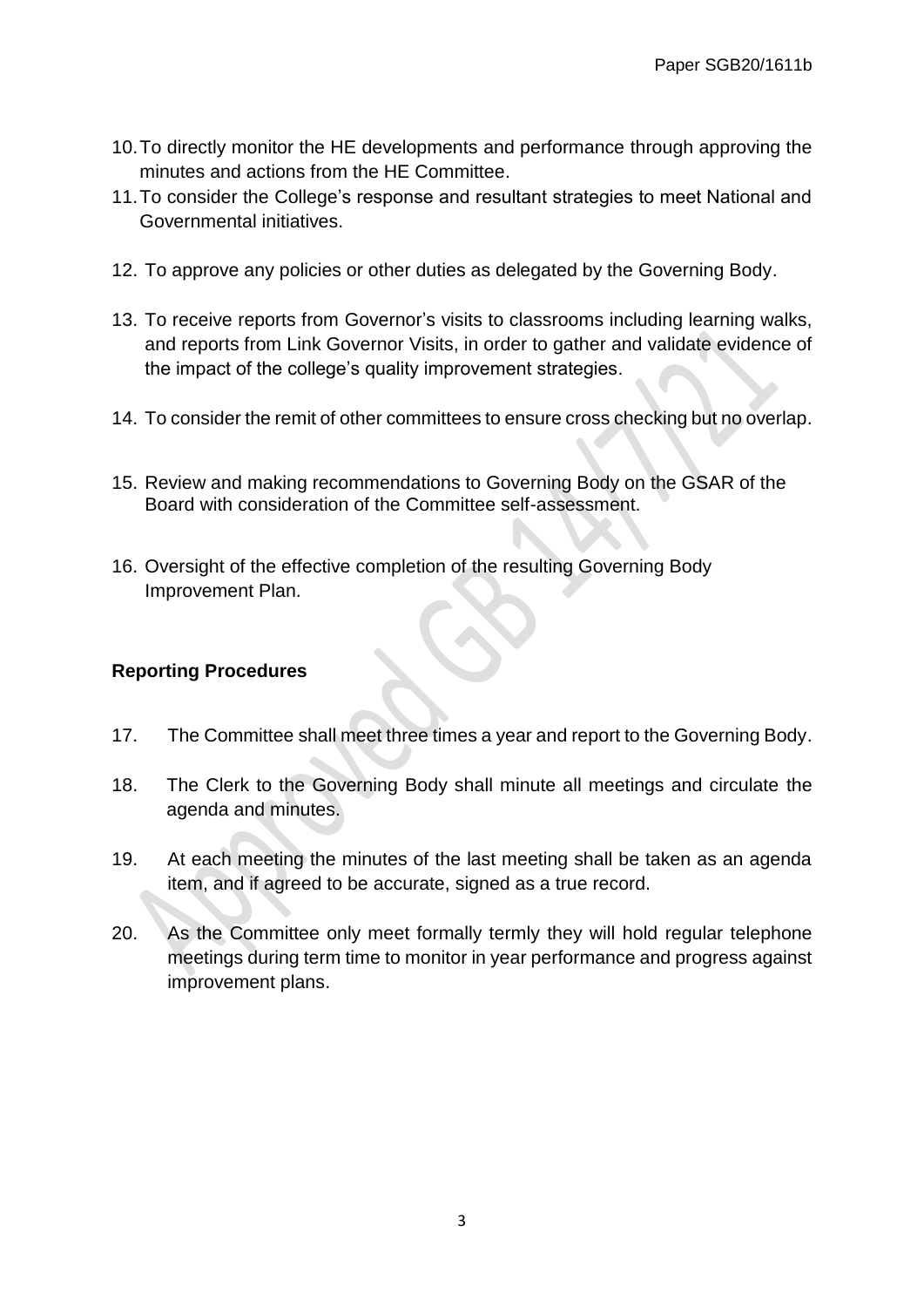10. To directly monitor the HE developments and performance through approving the minutes and actions from the HE Committee.
11. To consider the College's response and resultant strategies to meet National and Governmental initiatives.
12. To approve any policies or other duties as delegated by the Governing Body.
13. To receive reports from Governor's visits to classrooms including learning walks, and reports from Link Governor Visits, in order to gather and validate evidence of the impact of the college's quality improvement strategies.
14. To consider the remit of other committees to ensure cross checking but no overlap.
15. Review and making recommendations to Governing Body on the GSAR of the Board with consideration of the Committee self-assessment.
16. Oversight of the effective completion of the resulting Governing Body Improvement Plan.

**Reporting Procedures**

17. The Committee shall meet three times a year and report to the Governing Body.
18. The Clerk to the Governing Body shall minute all meetings and circulate the agenda and minutes.
19. At each meeting the minutes of the last meeting shall be taken as an agenda item, and if agreed to be accurate, signed as a true record.
20. As the Committee only meet formally termly they will hold regular telephone meetings during term time to monitor in year performance and progress against improvement plans.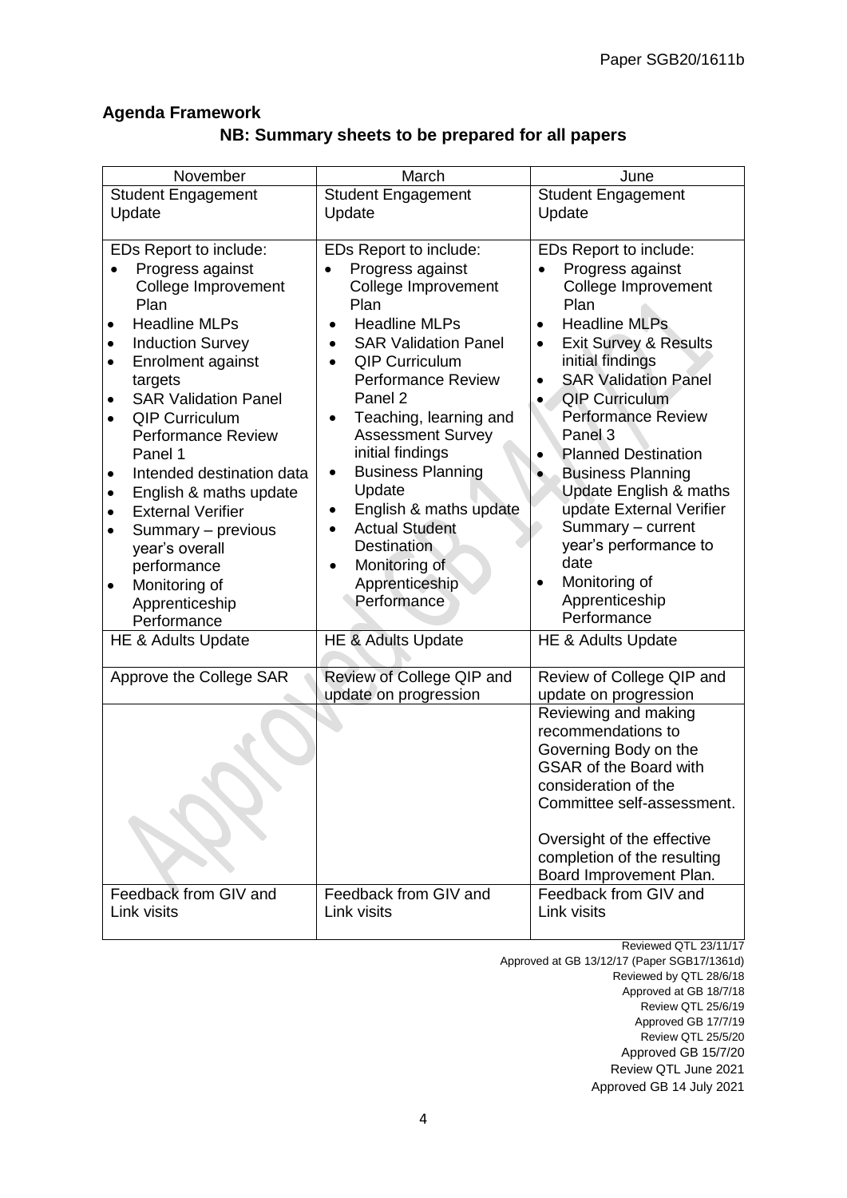Paper SGB20/1611b

## Agenda Framework

**NB: Summary sheets to be prepared for all papers**

| November | March | June |
|---|---|---|
| Student Engagement Update | Student Engagement Update | Student Engagement Update |
| EDs Report to include:<br>• Progress against College Improvement Plan<br>• Headline MLPs<br>• Induction Survey<br>• Enrolment against targets<br>• SAR Validation Panel<br>• QIP Curriculum Performance Review Panel 1<br>• Intended destination data<br>• English & maths update<br>• External Verifier<br>• Summary – previous year's overall performance<br>• Monitoring of Apprenticeship Performance | EDs Report to include:<br>• Progress against College Improvement Plan<br>• Headline MLPs<br>• SAR Validation Panel<br>• QIP Curriculum Performance Review Panel 2<br>• Teaching, learning and Assessment Survey initial findings<br>• Business Planning Update<br>• English & maths update<br>• Actual Student Destination<br>• Monitoring of Apprenticeship Performance | EDs Report to include:<br>• Progress against College Improvement Plan<br>• Headline MLPs<br>• Exit Survey & Results initial findings<br>• SAR Validation Panel<br>• QIP Curriculum Performance Review Panel 3<br>• Planned Destination<br>• Business Planning Update English & maths update External Verifier Summary – current year's performance to date<br>• Monitoring of Apprenticeship Performance |
| HE & Adults Update | HE & Adults Update | HE & Adults Update |
| Approve the College SAR | Review of College QIP and update on progression | Review of College QIP and update on progression |
| | | Reviewing and making recommendations to Governing Body on the GSAR of the Board with consideration of the Committee self-assessment.<br><br>Oversight of the effective completion of the resulting Board Improvement Plan. |
| Feedback from GIV and Link visits | Feedback from GIV and Link visits | Feedback from GIV and Link visits |

Reviewed QTL 23/11/17
Approved at GB 13/12/17 (Paper SGB17/1361d)
Reviewed by QTL 28/6/18
Approved at GB 18/7/18
Review QTL 25/6/19
Approved GB 17/7/19
Review QTL 25/5/20
Approved GB 15/7/20
Review QTL June 2021
Approved GB 14 July 2021